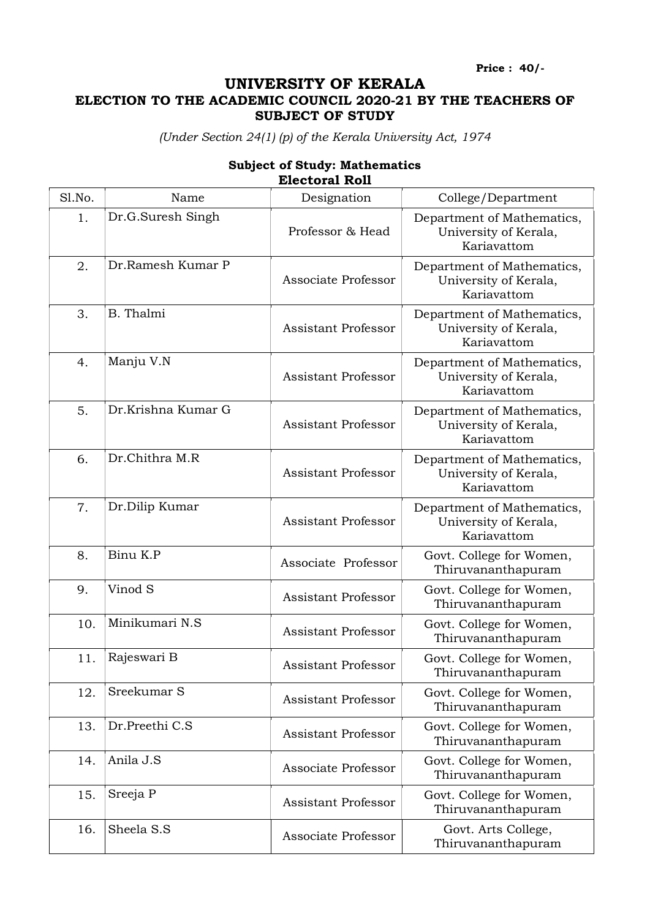**Price : 40/-**

# UNIVERSITY OF KERALA

## ELECTION TO THE ACADEMIC COUNCIL 2020-21 BY THE TEACHERS OF SUBJECT OF STUDY

*(Under Section 24(1) (p) of the Kerala University Act, 1974*

**Subject of Study: Mathematics**
**Electoral Roll**

| Sl.No. | Name | Designation | College/Department |
|---|---|---|---|
| 1. | Dr.G.Suresh Singh | Professor & Head | Department of Mathematics, University of Kerala, Kariavattom |
| 2. | Dr.Ramesh Kumar P | Associate Professor | Department of Mathematics, University of Kerala, Kariavattom |
| 3. | B. Thalmi | Assistant Professor | Department of Mathematics, University of Kerala, Kariavattom |
| 4. | Manju V.N | Assistant Professor | Department of Mathematics, University of Kerala, Kariavattom |
| 5. | Dr.Krishna Kumar G | Assistant Professor | Department of Mathematics, University of Kerala, Kariavattom |
| 6. | Dr.Chithra M.R | Assistant Professor | Department of Mathematics, University of Kerala, Kariavattom |
| 7. | Dr.Dilip Kumar | Assistant Professor | Department of Mathematics, University of Kerala, Kariavattom |
| 8. | Binu K.P | Associate Professor | Govt. College for Women, Thiruvananthapuram |
| 9. | Vinod S | Assistant Professor | Govt. College for Women, Thiruvananthapuram |
| 10. | Minikumari N.S | Assistant Professor | Govt. College for Women, Thiruvananthapuram |
| 11. | Rajeswari B | Assistant Professor | Govt. College for Women, Thiruvananthapuram |
| 12. | Sreekumar S | Assistant Professor | Govt. College for Women, Thiruvananthapuram |
| 13. | Dr.Preethi C.S | Assistant Professor | Govt. College for Women, Thiruvananthapuram |
| 14. | Anila J.S | Associate Professor | Govt. College for Women, Thiruvananthapuram |
| 15. | Sreeja P | Assistant Professor | Govt. College for Women, Thiruvananthapuram |
| 16. | Sheela S.S | Associate Professor | Govt. Arts College, Thiruvananthapuram |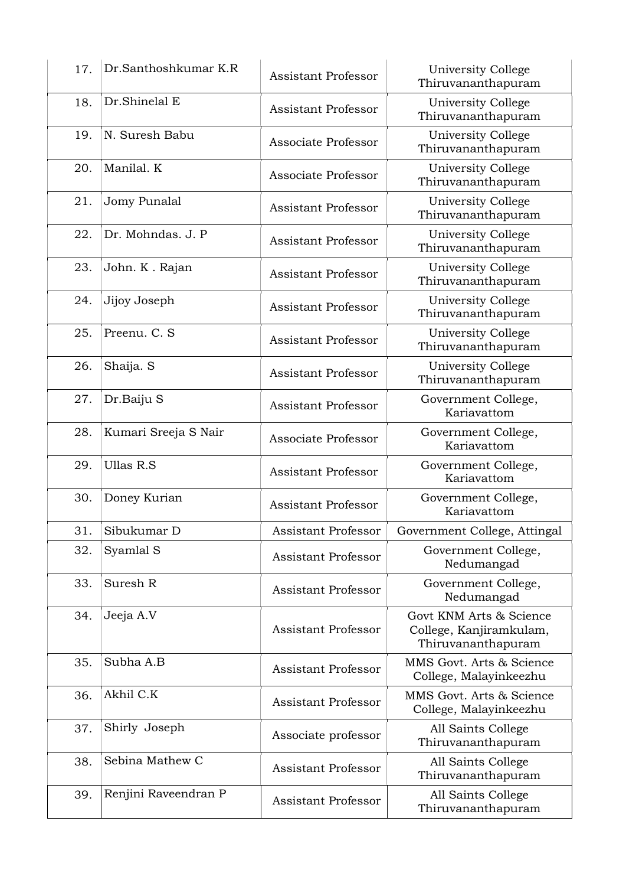| | | | |
|---|---|---|---|
| 17. | Dr.Santhoshkumar K.R | Assistant Professor | University College Thiruvananthapuram |
| 18. | Dr.Shinelal E | Assistant Professor | University College Thiruvananthapuram |
| 19. | N. Suresh Babu | Associate Professor | University College Thiruvananthapuram |
| 20. | Manilal. K | Associate Professor | University College Thiruvananthapuram |
| 21. | Jomy Punalal | Assistant Professor | University College Thiruvananthapuram |
| 22. | Dr. Mohndas. J. P | Assistant Professor | University College Thiruvananthapuram |
| 23. | John. K . Rajan | Assistant Professor | University College Thiruvananthapuram |
| 24. | Jijoy Joseph | Assistant Professor | University College Thiruvananthapuram |
| 25. | Preenu. C. S | Assistant Professor | University College Thiruvananthapuram |
| 26. | Shaija. S | Assistant Professor | University College Thiruvananthapuram |
| 27. | Dr.Baiju S | Assistant Professor | Government College, Kariavattom |
| 28. | Kumari Sreeja S Nair | Associate Professor | Government College, Kariavattom |
| 29. | Ullas R.S | Assistant Professor | Government College, Kariavattom |
| 30. | Doney Kurian | Assistant Professor | Government College, Kariavattom |
| 31. | Sibukumar D | Assistant Professor | Government College, Attingal |
| 32. | Syamlal S | Assistant Professor | Government College, Nedumangad |
| 33. | Suresh R | Assistant Professor | Government College, Nedumangad |
| 34. | Jeeja A.V | Assistant Professor | Govt KNM Arts & Science College, Kanjiramkulam, Thiruvananthapuram |
| 35. | Subha A.B | Assistant Professor | MMS Govt. Arts & Science College, Malayinkeezhu |
| 36. | Akhil C.K | Assistant Professor | MMS Govt. Arts & Science College, Malayinkeezhu |
| 37. | Shirly Joseph | Associate professor | All Saints College Thiruvananthapuram |
| 38. | Sebina Mathew C | Assistant Professor | All Saints College Thiruvananthapuram |
| 39. | Renjini Raveendran P | Assistant Professor | All Saints College Thiruvananthapuram |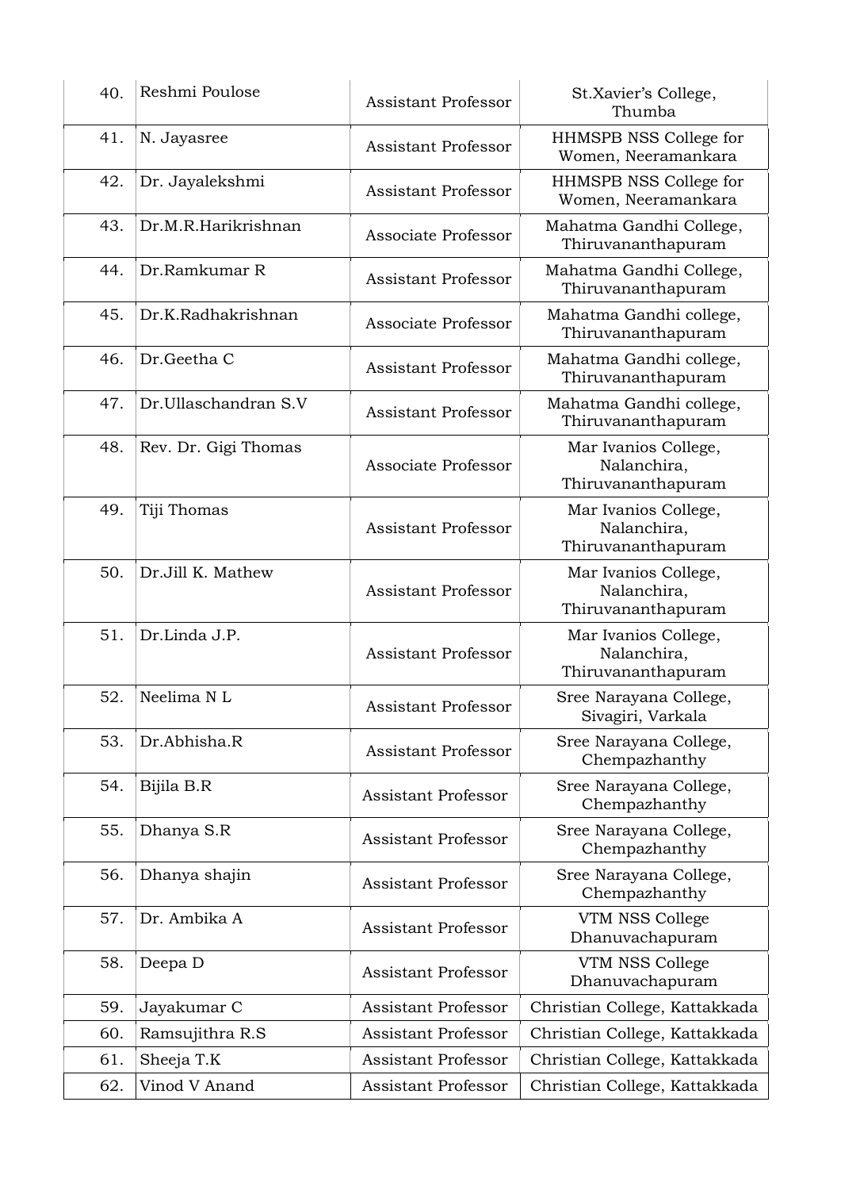| | | | |
|---|---|---|---|
| 40. | Reshmi Poulose | Assistant Professor | St.Xavier's College, Thumba |
| 41. | N. Jayasree | Assistant Professor | HHMSPB NSS College for Women, Neeramankara |
| 42. | Dr. Jayalekshmi | Assistant Professor | HHMSPB NSS College for Women, Neeramankara |
| 43. | Dr.M.R.Harikrishnan | Associate Professor | Mahatma Gandhi College, Thiruvananthapuram |
| 44. | Dr.Ramkumar R | Assistant Professor | Mahatma Gandhi College, Thiruvananthapuram |
| 45. | Dr.K.Radhakrishnan | Associate Professor | Mahatma Gandhi college, Thiruvananthapuram |
| 46. | Dr.Geetha C | Assistant Professor | Mahatma Gandhi college, Thiruvananthapuram |
| 47. | Dr.Ullaschandran S.V | Assistant Professor | Mahatma Gandhi college, Thiruvananthapuram |
| 48. | Rev. Dr. Gigi Thomas | Associate Professor | Mar Ivanios College, Nalanchira, Thiruvananthapuram |
| 49. | Tiji Thomas | Assistant Professor | Mar Ivanios College, Nalanchira, Thiruvananthapuram |
| 50. | Dr.Jill K. Mathew | Assistant Professor | Mar Ivanios College, Nalanchira, Thiruvananthapuram |
| 51. | Dr.Linda J.P. | Assistant Professor | Mar Ivanios College, Nalanchira, Thiruvananthapuram |
| 52. | Neelima N L | Assistant Professor | Sree Narayana College, Sivagiri, Varkala |
| 53. | Dr.Abhisha.R | Assistant Professor | Sree Narayana College, Chempazhanthy |
| 54. | Bijila B.R | Assistant Professor | Sree Narayana College, Chempazhanthy |
| 55. | Dhanya S.R | Assistant Professor | Sree Narayana College, Chempazhanthy |
| 56. | Dhanya shajin | Assistant Professor | Sree Narayana College, Chempazhanthy |
| 57. | Dr. Ambika A | Assistant Professor | VTM NSS College Dhanuvachapuram |
| 58. | Deepa D | Assistant Professor | VTM NSS College Dhanuvachapuram |
| 59. | Jayakumar C | Assistant Professor | Christian College, Kattakkada |
| 60. | Ramsujithra R.S | Assistant Professor | Christian College, Kattakkada |
| 61. | Sheeja T.K | Assistant Professor | Christian College, Kattakkada |
| 62. | Vinod V Anand | Assistant Professor | Christian College, Kattakkada |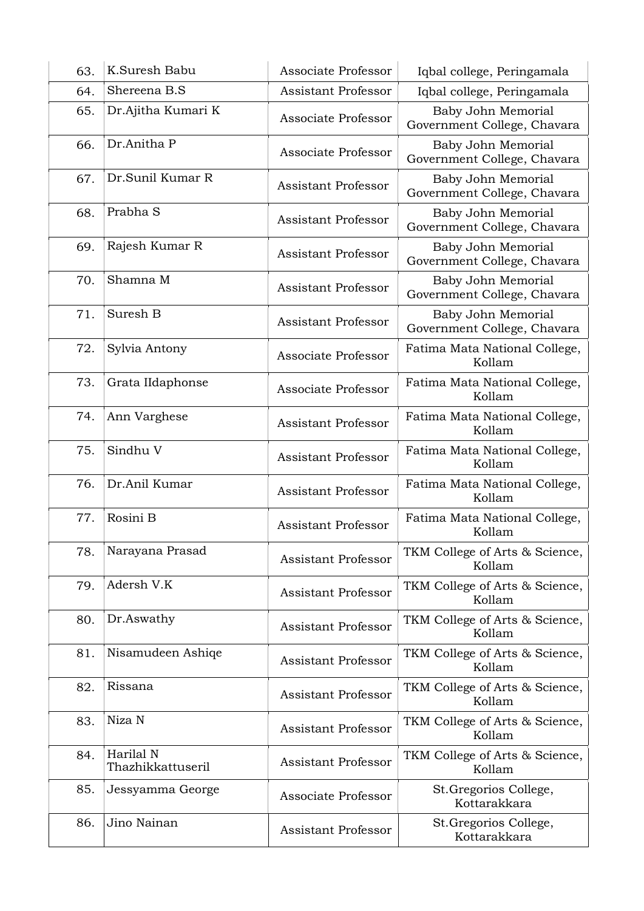| | | | |
|---|---|---|---|
| 63. | K.Suresh Babu | Associate Professor | Iqbal college, Peringamala |
| 64. | Shereena B.S | Assistant Professor | Iqbal college, Peringamala |
| 65. | Dr.Ajitha Kumari K | Associate Professor | Baby John Memorial Government College, Chavara |
| 66. | Dr.Anitha P | Associate Professor | Baby John Memorial Government College, Chavara |
| 67. | Dr.Sunil Kumar R | Assistant Professor | Baby John Memorial Government College, Chavara |
| 68. | Prabha S | Assistant Professor | Baby John Memorial Government College, Chavara |
| 69. | Rajesh Kumar R | Assistant Professor | Baby John Memorial Government College, Chavara |
| 70. | Shamna M | Assistant Professor | Baby John Memorial Government College, Chavara |
| 71. | Suresh B | Assistant Professor | Baby John Memorial Government College, Chavara |
| 72. | Sylvia Antony | Associate Professor | Fatima Mata National College, Kollam |
| 73. | Grata IIdaphonse | Associate Professor | Fatima Mata National College, Kollam |
| 74. | Ann Varghese | Assistant Professor | Fatima Mata National College, Kollam |
| 75. | Sindhu V | Assistant Professor | Fatima Mata National College, Kollam |
| 76. | Dr.Anil Kumar | Assistant Professor | Fatima Mata National College, Kollam |
| 77. | Rosini B | Assistant Professor | Fatima Mata National College, Kollam |
| 78. | Narayana Prasad | Assistant Professor | TKM College of Arts & Science, Kollam |
| 79. | Adersh V.K | Assistant Professor | TKM College of Arts & Science, Kollam |
| 80. | Dr.Aswathy | Assistant Professor | TKM College of Arts & Science, Kollam |
| 81. | Nisamudeen Ashiqe | Assistant Professor | TKM College of Arts & Science, Kollam |
| 82. | Rissana | Assistant Professor | TKM College of Arts & Science, Kollam |
| 83. | Niza N | Assistant Professor | TKM College of Arts & Science, Kollam |
| 84. | Harilal N Thazhikkattuseril | Assistant Professor | TKM College of Arts & Science, Kollam |
| 85. | Jessyamma George | Associate Professor | St.Gregorios College, Kottarakkara |
| 86. | Jino Nainan | Assistant Professor | St.Gregorios College, Kottarakkara |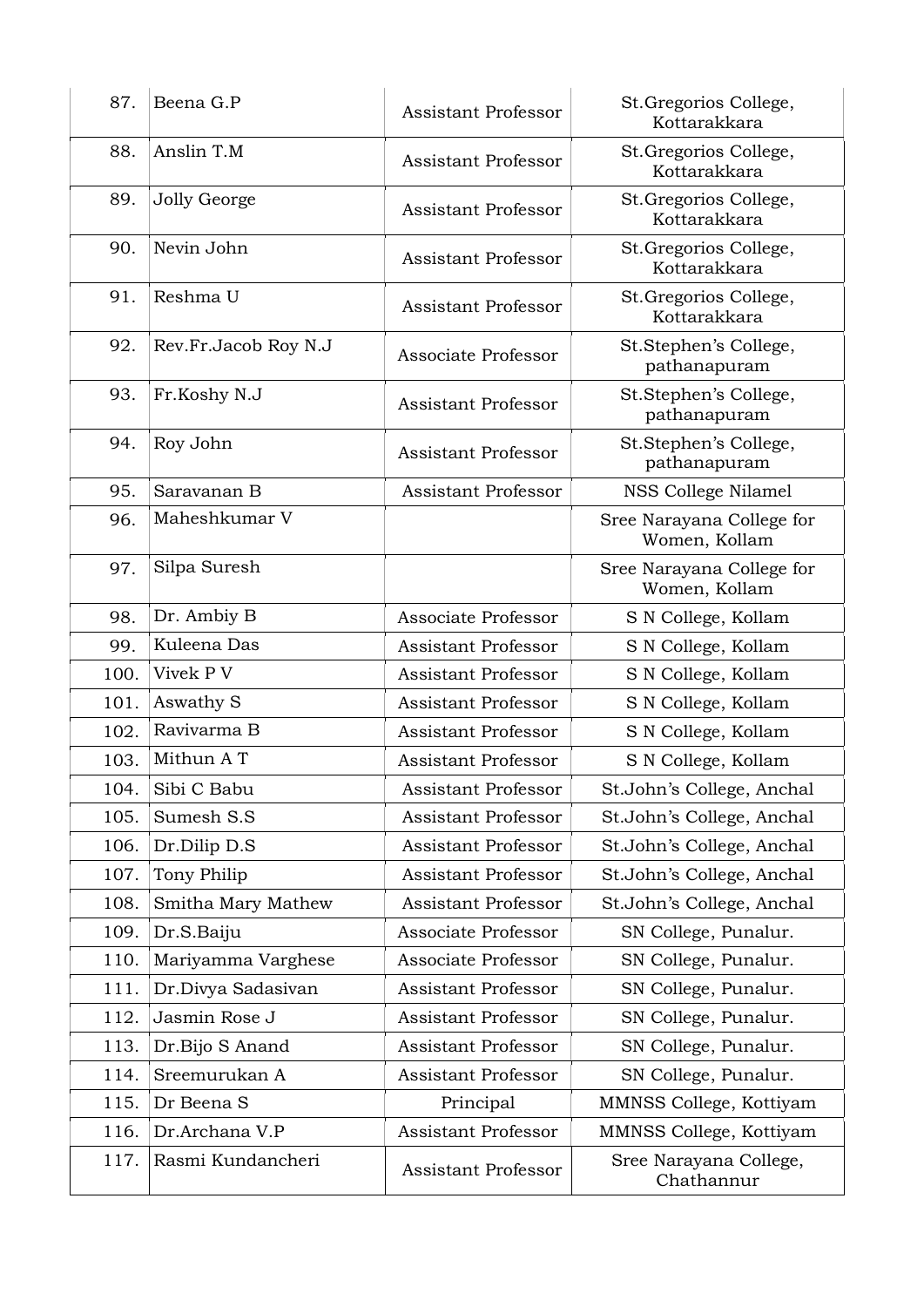| | | | |
|---|---|---|---|
| 87. | Beena G.P | Assistant Professor | St.Gregorios College, Kottarakkara |
| 88. | Anslin T.M | Assistant Professor | St.Gregorios College, Kottarakkara |
| 89. | Jolly George | Assistant Professor | St.Gregorios College, Kottarakkara |
| 90. | Nevin John | Assistant Professor | St.Gregorios College, Kottarakkara |
| 91. | Reshma U | Assistant Professor | St.Gregorios College, Kottarakkara |
| 92. | Rev.Fr.Jacob Roy N.J | Associate Professor | St.Stephen's College, pathanapuram |
| 93. | Fr.Koshy N.J | Assistant Professor | St.Stephen's College, pathanapuram |
| 94. | Roy John | Assistant Professor | St.Stephen's College, pathanapuram |
| 95. | Saravanan B | Assistant Professor | NSS College Nilamel |
| 96. | Maheshkumar V | | Sree Narayana College for Women, Kollam |
| 97. | Silpa Suresh | | Sree Narayana College for Women, Kollam |
| 98. | Dr. Ambiy B | Associate Professor | S N College, Kollam |
| 99. | Kuleena Das | Assistant Professor | S N College, Kollam |
| 100. | Vivek P V | Assistant Professor | S N College, Kollam |
| 101. | Aswathy S | Assistant Professor | S N College, Kollam |
| 102. | Ravivarma B | Assistant Professor | S N College, Kollam |
| 103. | Mithun A T | Assistant Professor | S N College, Kollam |
| 104. | Sibi C Babu | Assistant Professor | St.John's College, Anchal |
| 105. | Sumesh S.S | Assistant Professor | St.John's College, Anchal |
| 106. | Dr.Dilip D.S | Assistant Professor | St.John's College, Anchal |
| 107. | Tony Philip | Assistant Professor | St.John's College, Anchal |
| 108. | Smitha Mary Mathew | Assistant Professor | St.John's College, Anchal |
| 109. | Dr.S.Baiju | Associate Professor | SN College, Punalur. |
| 110. | Mariyamma Varghese | Associate Professor | SN College, Punalur. |
| 111. | Dr.Divya Sadasivan | Assistant Professor | SN College, Punalur. |
| 112. | Jasmin Rose J | Assistant Professor | SN College, Punalur. |
| 113. | Dr.Bijo S Anand | Assistant Professor | SN College, Punalur. |
| 114. | Sreemurukan A | Assistant Professor | SN College, Punalur. |
| 115. | Dr Beena S | Principal | MMNSS College, Kottiyam |
| 116. | Dr.Archana V.P | Assistant Professor | MMNSS College, Kottiyam |
| 117. | Rasmi Kundancheri | Assistant Professor | Sree Narayana College, Chathannur |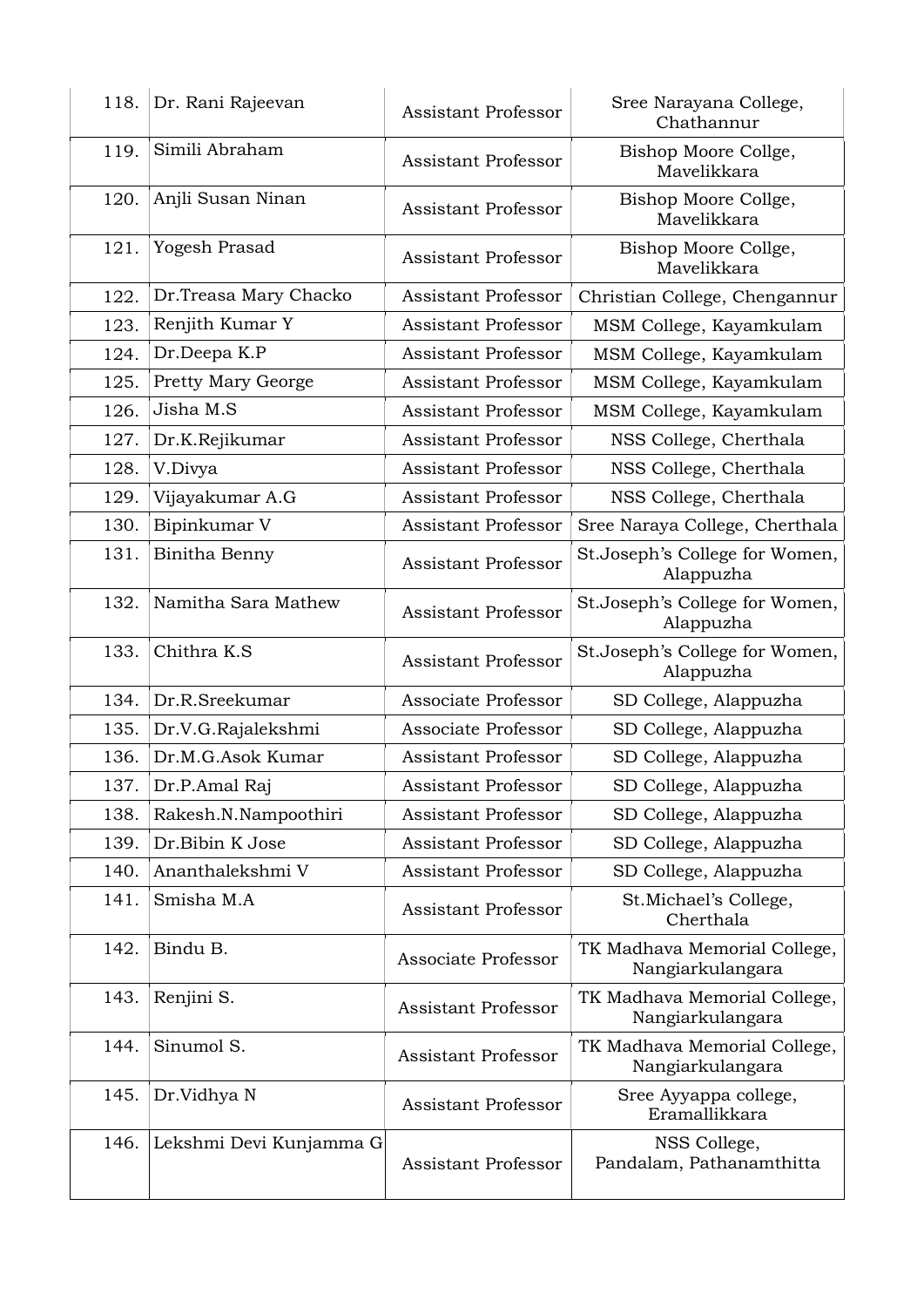| 118. | Dr. Rani Rajeevan | Assistant Professor | Sree Narayana College, Chathannur |
|---|---|---|---|
| 119. | Simili Abraham | Assistant Professor | Bishop Moore Collge, Mavelikkara |
| 120. | Anjli Susan Ninan | Assistant Professor | Bishop Moore Collge, Mavelikkara |
| 121. | Yogesh Prasad | Assistant Professor | Bishop Moore Collge, Mavelikkara |
| 122. | Dr.Treasa Mary Chacko | Assistant Professor | Christian College, Chengannur |
| 123. | Renjith Kumar Y | Assistant Professor | MSM College, Kayamkulam |
| 124. | Dr.Deepa K.P | Assistant Professor | MSM College, Kayamkulam |
| 125. | Pretty Mary George | Assistant Professor | MSM College, Kayamkulam |
| 126. | Jisha M.S | Assistant Professor | MSM College, Kayamkulam |
| 127. | Dr.K.Rejikumar | Assistant Professor | NSS College, Cherthala |
| 128. | V.Divya | Assistant Professor | NSS College, Cherthala |
| 129. | Vijayakumar A.G | Assistant Professor | NSS College, Cherthala |
| 130. | Bipinkumar V | Assistant Professor | Sree Naraya College, Cherthala |
| 131. | Binitha Benny | Assistant Professor | St.Joseph's College for Women, Alappuzha |
| 132. | Namitha Sara Mathew | Assistant Professor | St.Joseph's College for Women, Alappuzha |
| 133. | Chithra K.S | Assistant Professor | St.Joseph's College for Women, Alappuzha |
| 134. | Dr.R.Sreekumar | Associate Professor | SD College, Alappuzha |
| 135. | Dr.V.G.Rajalekshmi | Associate Professor | SD College, Alappuzha |
| 136. | Dr.M.G.Asok Kumar | Assistant Professor | SD College, Alappuzha |
| 137. | Dr.P.Amal Raj | Assistant Professor | SD College, Alappuzha |
| 138. | Rakesh.N.Nampoothiri | Assistant Professor | SD College, Alappuzha |
| 139. | Dr.Bibin K Jose | Assistant Professor | SD College, Alappuzha |
| 140. | Ananthalekshmi V | Assistant Professor | SD College, Alappuzha |
| 141. | Smisha M.A | Assistant Professor | St.Michael's College, Cherthala |
| 142. | Bindu B. | Associate Professor | TK Madhava Memorial College, Nangiarkulangara |
| 143. | Renjini S. | Assistant Professor | TK Madhava Memorial College, Nangiarkulangara |
| 144. | Sinumol S. | Assistant Professor | TK Madhava Memorial College, Nangiarkulangara |
| 145. | Dr.Vidhya N | Assistant Professor | Sree Ayyappa college, Eramallikkara |
| 146. | Lekshmi Devi Kunjamma G | Assistant Professor | NSS College, Pandalam, Pathanamthitta |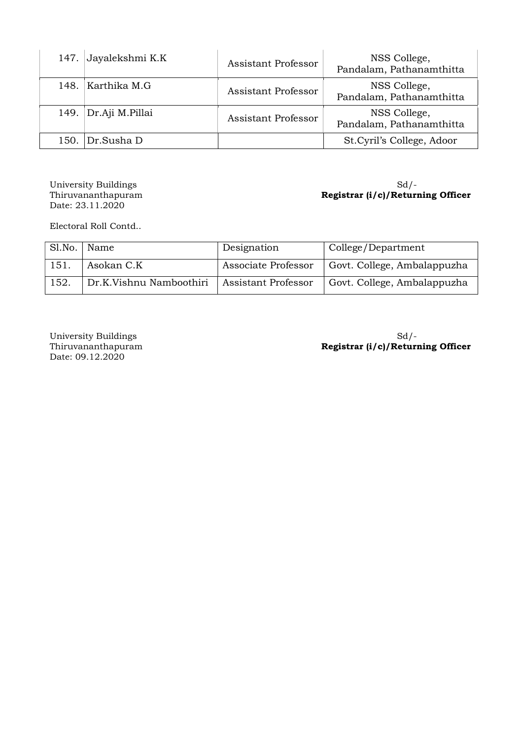| | | | |
|---|---|---|---|
| 147. | Jayalekshmi K.K | Assistant Professor | NSS College, Pandalam, Pathanamthitta |
| 148. | Karthika M.G | Assistant Professor | NSS College, Pandalam, Pathanamthitta |
| 149. | Dr.Aji M.Pillai | Assistant Professor | NSS College, Pandalam, Pathanamthitta |
| 150. | Dr.Susha D | | St.Cyril's College, Adoor |

University Buildings
Thiruvananthapuram
Date: 23.11.2020

Sd/-
**Registrar (i/c)/Returning Officer**

Electoral Roll Contd..

| Sl.No. | Name | Designation | College/Department |
|---|---|---|---|
| 151. | Asokan C.K | Associate Professor | Govt. College, Ambalappuzha |
| 152. | Dr.K.Vishnu Namboothiri | Assistant Professor | Govt. College, Ambalappuzha |

University Buildings
Thiruvananthapuram
Date: 09.12.2020

Sd/-
**Registrar (i/c)/Returning Officer**